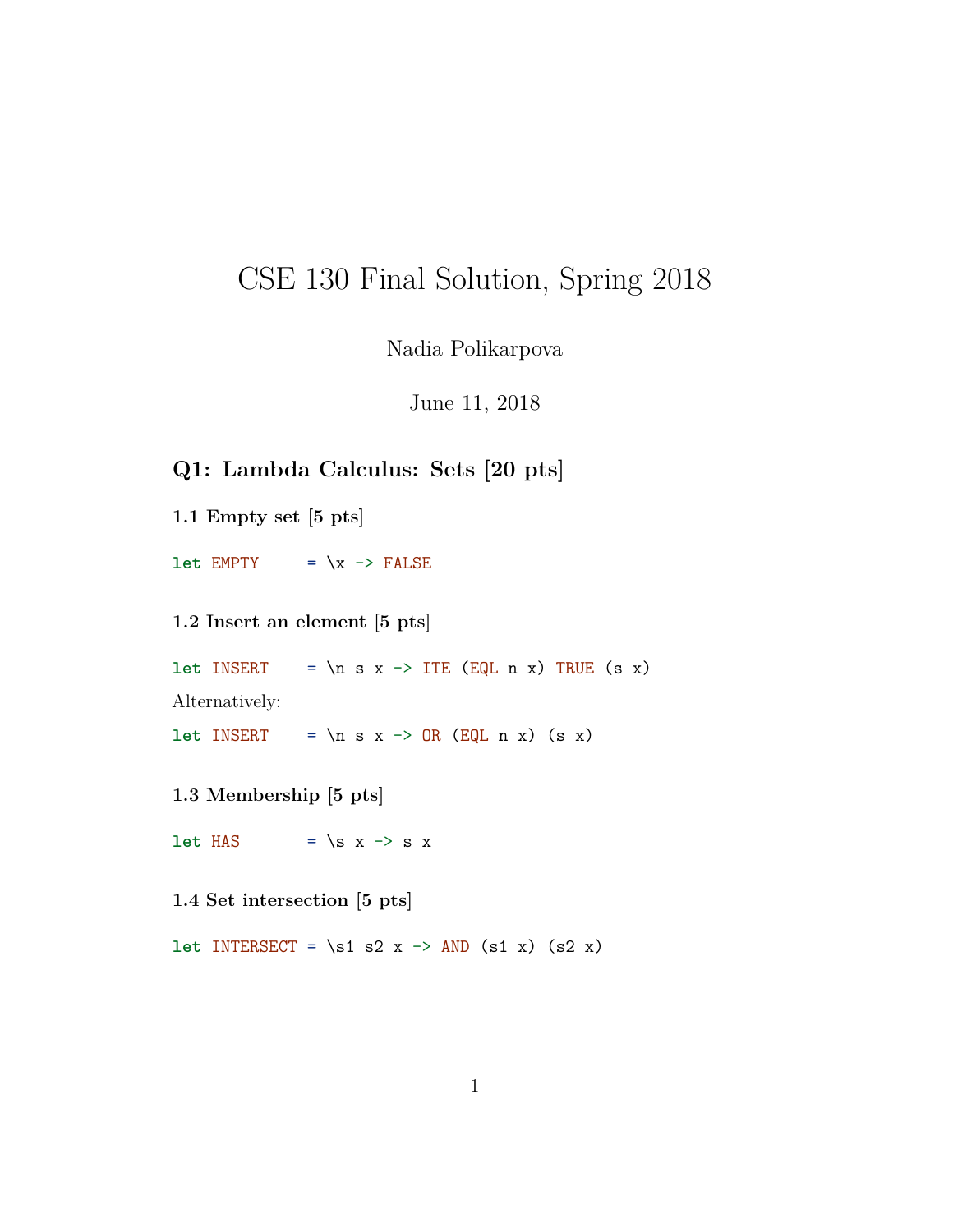# CSE 130 Final Solution, Spring 2018

Nadia Polikarpova

June 11, 2018

## Q1: Lambda Calculus: Sets [20 pts]

### 1.1 Empty set [5 pts]

```
let EMPTY     = \x -> FALSE
```

### 1.2 Insert an element [5 pts]

```
let INSERT    = \n s x -> ITE (EQL n x) TRUE (s x)
```

Alternatively:

```
let INSERT    = \n s x -> OR (EQL n x) (s x)
```

### 1.3 Membership [5 pts]

```
let HAS       = \s x -> s x
```

### 1.4 Set intersection [5 pts]

```
let INTERSECT = \s1 s2 x -> AND (s1 x) (s2 x)
```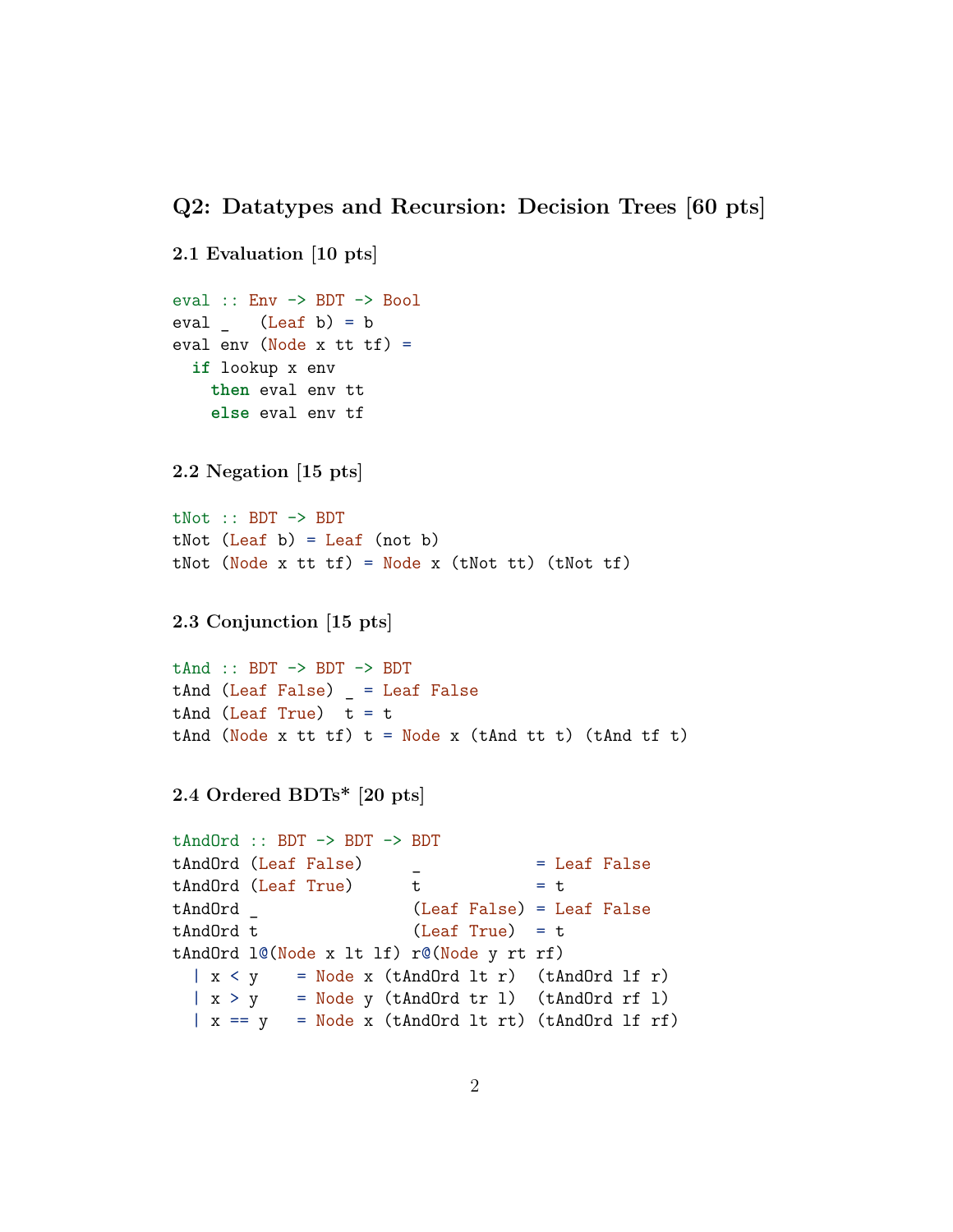## Q2: Datatypes and Recursion: Decision Trees [60 pts]

### 2.1 Evaluation [10 pts]

```haskell
eval :: Env -> BDT -> Bool
eval _   (Leaf b) = b
eval env (Node x tt tf) =
  if lookup x env
    then eval env tt
    else eval env tf
```

### 2.2 Negation [15 pts]

```haskell
tNot :: BDT -> BDT
tNot (Leaf b) = Leaf (not b)
tNot (Node x tt tf) = Node x (tNot tt) (tNot tf)
```

### 2.3 Conjunction [15 pts]

```haskell
tAnd :: BDT -> BDT -> BDT
tAnd (Leaf False) _ = Leaf False
tAnd (Leaf True)  t = t
tAnd (Node x tt tf) t = Node x (tAnd tt t) (tAnd tf t)
```

### 2.4 Ordered BDTs* [20 pts]

```haskell
tAndOrd :: BDT -> BDT -> BDT
tAndOrd (Leaf False)     _            = Leaf False
tAndOrd (Leaf True)      t            = t
tAndOrd _                (Leaf False) = Leaf False
tAndOrd t                (Leaf True)  = t
tAndOrd l@(Node x lt lf) r@(Node y rt rf)
  | x < y    = Node x (tAndOrd lt r)  (tAndOrd lf r)
  | x > y    = Node y (tAndOrd tr l)  (tAndOrd rf l)
  | x == y   = Node x (tAndOrd lt rt) (tAndOrd lf rf)
```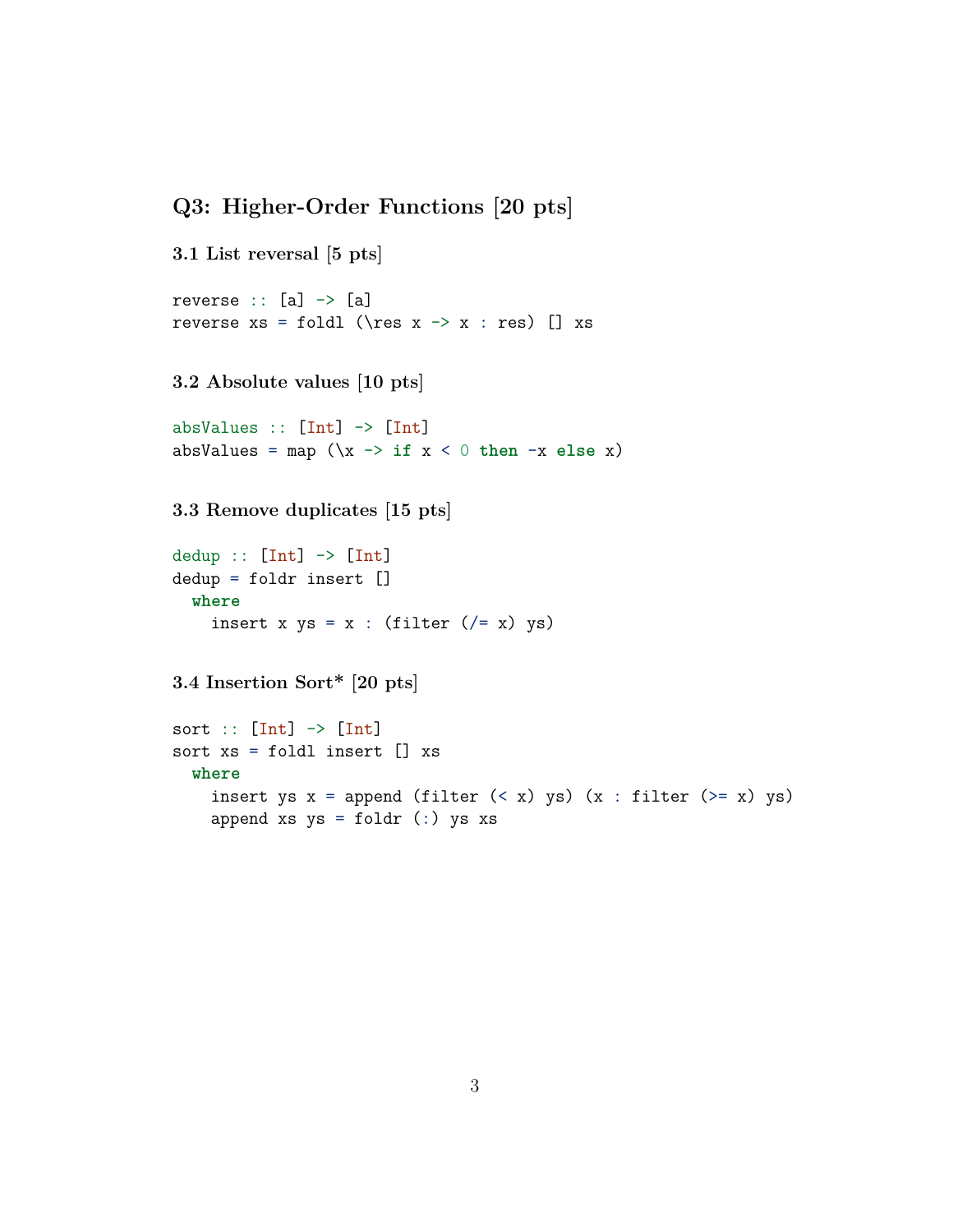## Q3: Higher-Order Functions [20 pts]

### 3.1 List reversal [5 pts]

```
reverse :: [a] -> [a]
reverse xs = foldl (\res x -> x : res) [] xs
```

### 3.2 Absolute values [10 pts]

```
absValues :: [Int] -> [Int]
absValues = map (\x -> if x < 0 then -x else x)
```

### 3.3 Remove duplicates [15 pts]

```
dedup :: [Int] -> [Int]
dedup = foldr insert []
  where
    insert x ys = x : (filter (/= x) ys)
```

### 3.4 Insertion Sort* [20 pts]

```
sort :: [Int] -> [Int]
sort xs = foldl insert [] xs
  where
    insert ys x = append (filter (< x) ys) (x : filter (>= x) ys)
    append xs ys = foldr (:) ys xs
```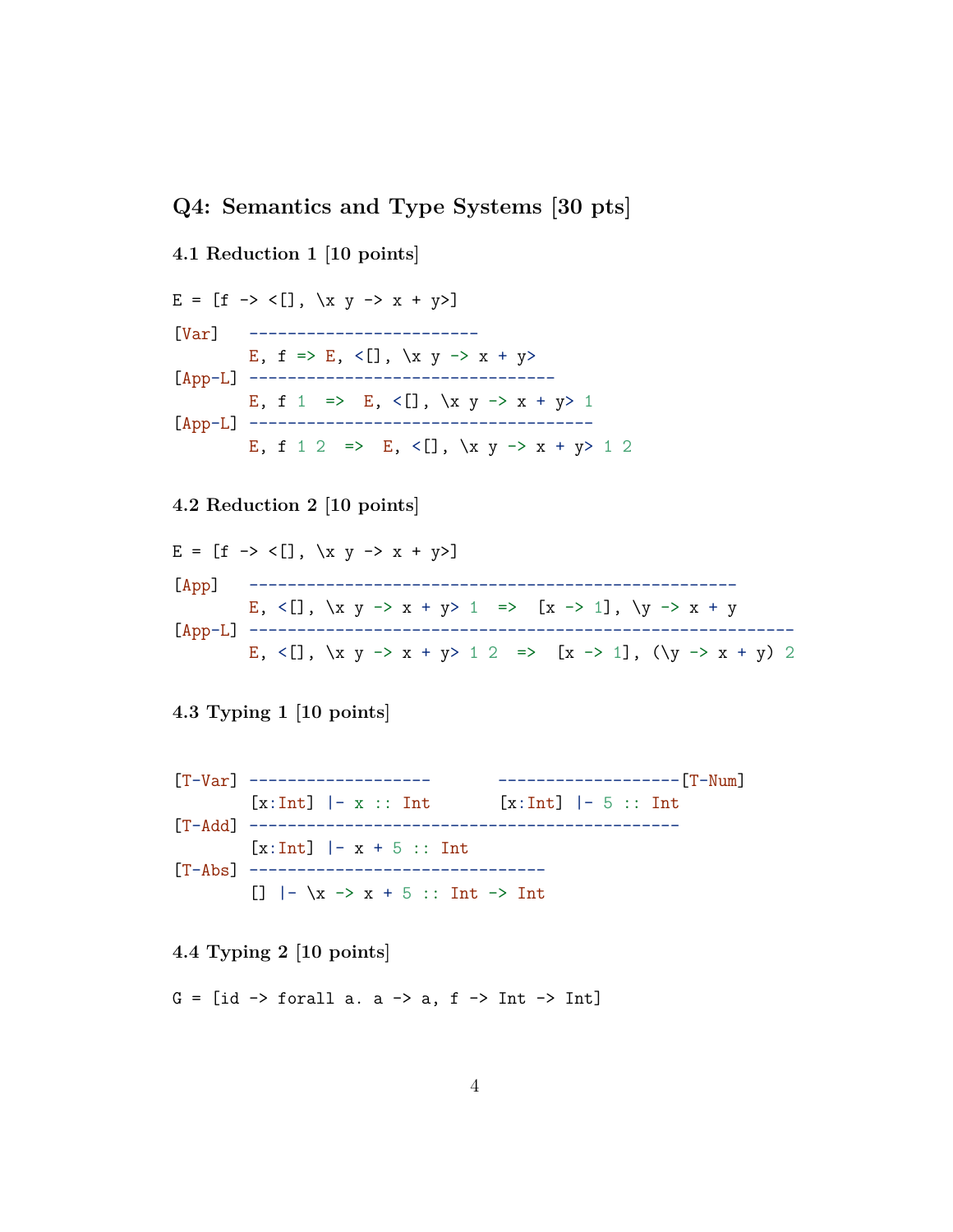## Q4: Semantics and Type Systems [30 pts]

### 4.1 Reduction 1 [10 points]

```
E = [f -> <[], \x y -> x + y>]
```

```
[Var]   -----------------------
        E, f => E, <[], \x y -> x + y>
[App-L] ------------------------------
        E, f 1  =>  E, <[], \x y -> x + y> 1
[App-L] -----------------------------------
        E, f 1 2  =>  E, <[], \x y -> x + y> 1 2
```

### 4.2 Reduction 2 [10 points]

```
E = [f -> <[], \x y -> x + y>]
```

```
[App]   ------------------------------------------------
        E, <[], \x y -> x + y> 1  =>  [x -> 1], \y -> x + y
[App-L] -------------------------------------------------------
        E, <[], \x y -> x + y> 1 2  =>  [x -> 1], (\y -> x + y) 2
```

### 4.3 Typing 1 [10 points]

```
[T-Var] ------------------       ------------------[T-Num]
        [x:Int] |- x :: Int      [x:Int] |- 5 :: Int
[T-Add] -------------------------------------------
        [x:Int] |- x + 5 :: Int
[T-Abs] -----------------------------
        [] |- \x -> x + 5 :: Int -> Int
```

### 4.4 Typing 2 [10 points]

```
G = [id -> forall a. a -> a, f -> Int -> Int]
```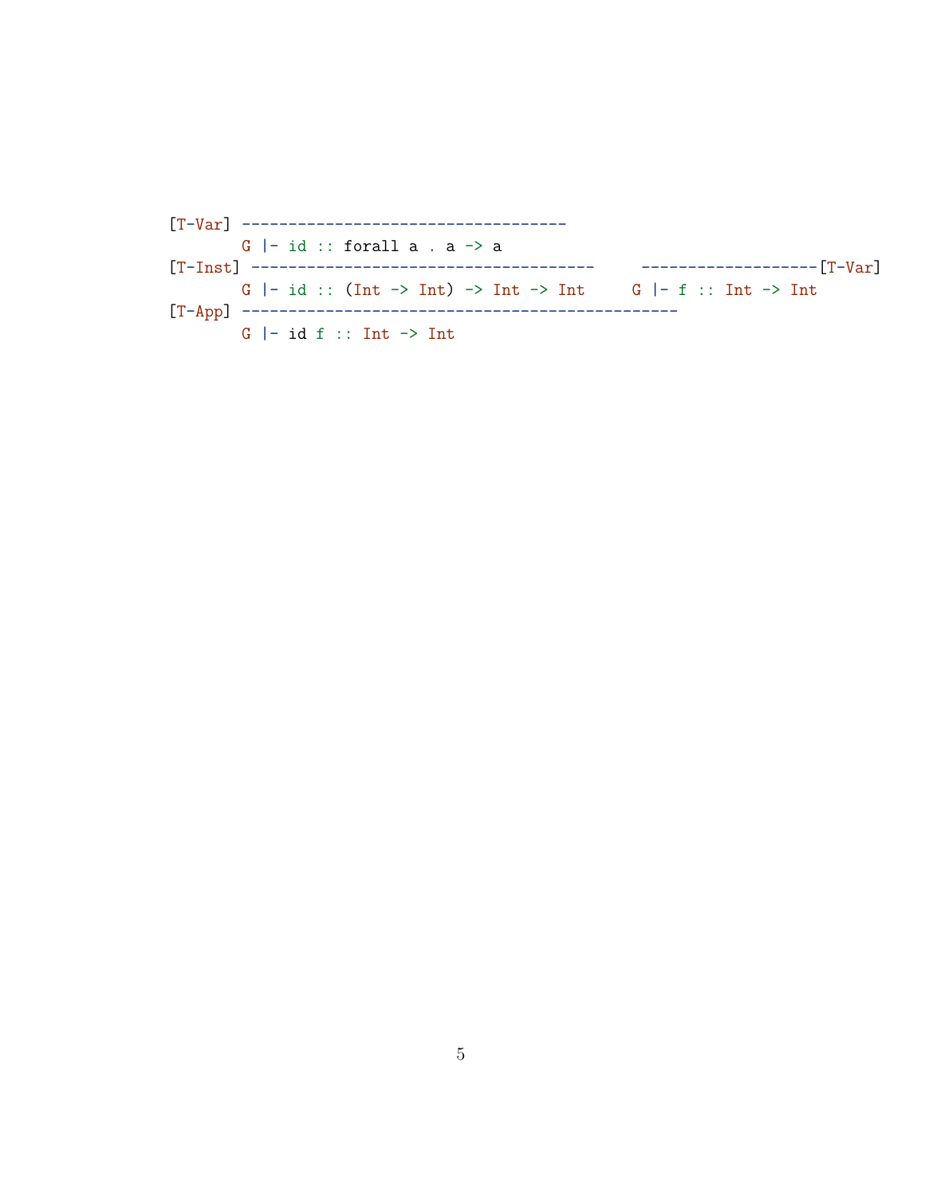```
[T-Var] -----------------------------------
       G |- id :: forall a . a -> a
[T-Inst] ------------------------------------     -------------------[T-Var]
       G |- id :: (Int -> Int) -> Int -> Int     G |- f :: Int -> Int
[T-App] -----------------------------------------------
       G |- id f :: Int -> Int
```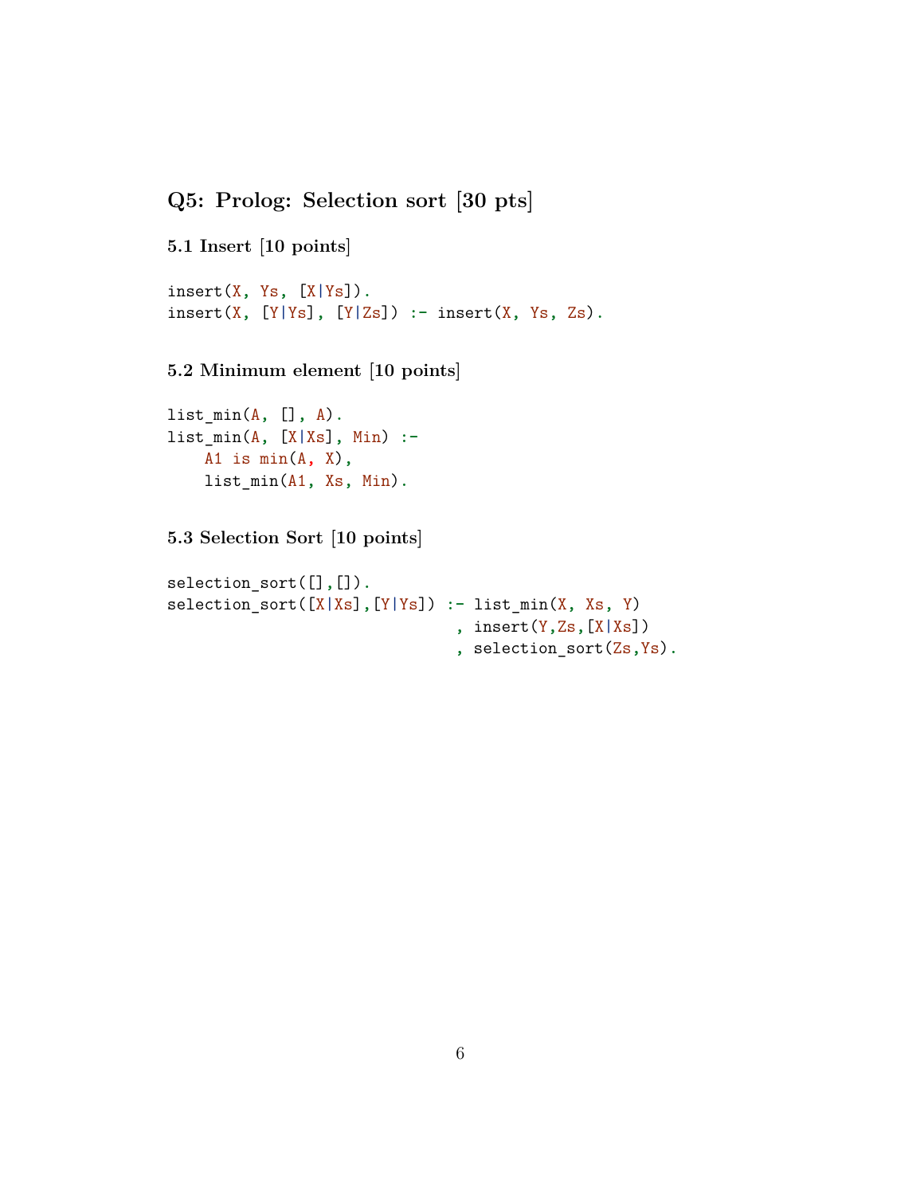## Q5: Prolog: Selection sort [30 pts]

### 5.1 Insert [10 points]

```
insert(X, Ys, [X|Ys]).
insert(X, [Y|Ys], [Y|Zs]) :- insert(X, Ys, Zs).
```

### 5.2 Minimum element [10 points]

```
list_min(A, [], A).
list_min(A, [X|Xs], Min) :-
    A1 is min(A, X),
    list_min(A1, Xs, Min).
```

### 5.3 Selection Sort [10 points]

```
selection_sort([],[]).
selection_sort([X|Xs],[Y|Ys]) :- list_min(X, Xs, Y)
                                , insert(Y,Zs,[X|Xs])
                                , selection_sort(Zs,Ys).
```